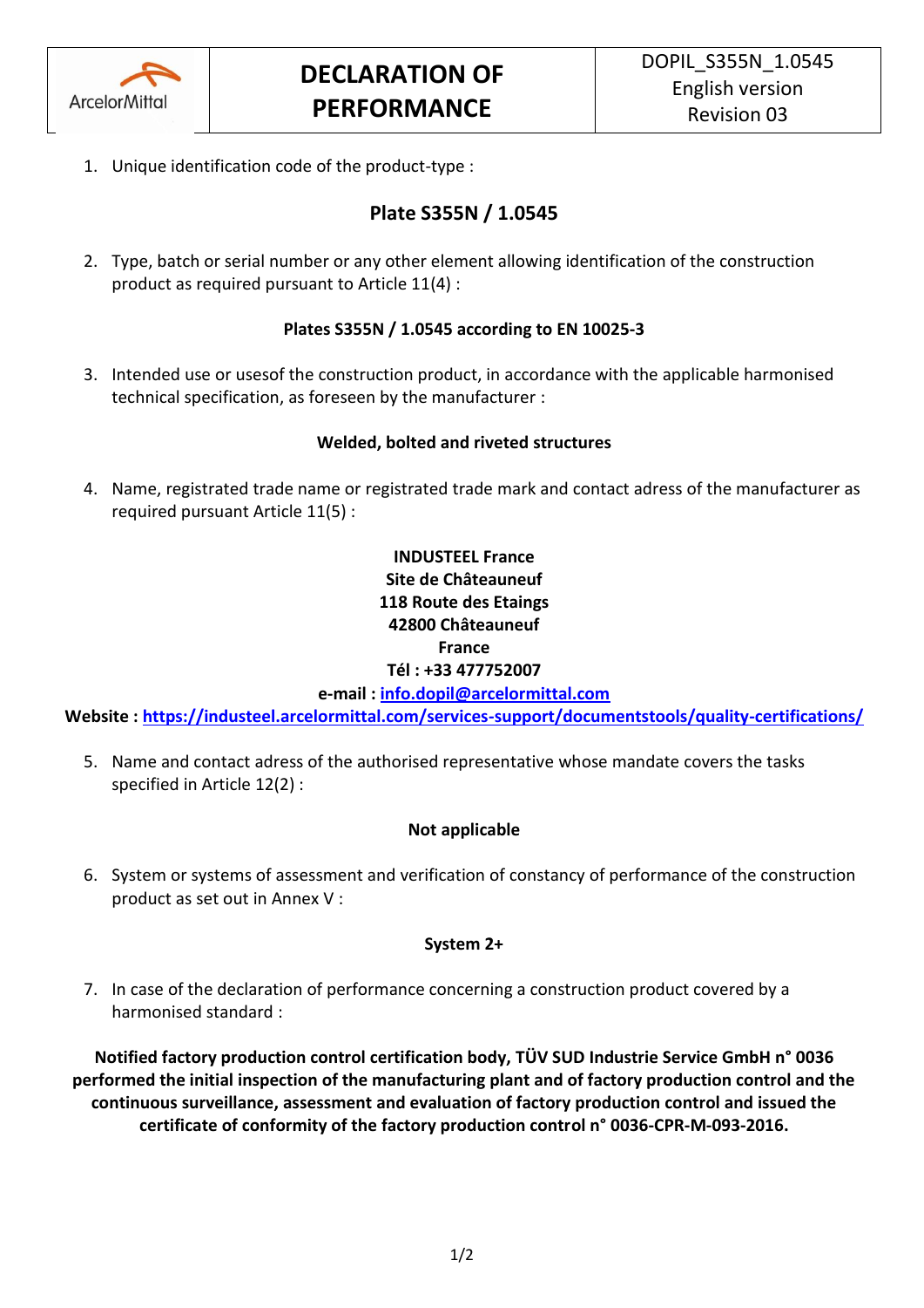| ArcelorMittal | **DECLARATION OF PERFORMANCE** | DOPIL_S355N_1.0545<br>English version<br>Revision 03 |
|---|---|---|

1. Unique identification code of the product-type :

## Plate S355N / 1.0545

2. Type, batch or serial number or any other element allowing identification of the construction product as required pursuant to Article 11(4) :

**Plates S355N / 1.0545 according to EN 10025-3**

3. Intended use or usesof the construction product, in accordance with the applicable harmonised technical specification, as foreseen by the manufacturer :

**Welded, bolted and riveted structures**

4. Name, registrated trade name or registrated trade mark and contact adress of the manufacturer as required pursuant Article 11(5) :

**INDUSTEEL France**
**Site de Châteauneuf**
**118 Route des Etaings**
**42800 Châteauneuf**
**France**
**Tél : +33 477752007**
**e-mail : info.dopil@arcelormittal.com**
**Website : https://industeel.arcelormittal.com/services-support/documentstools/quality-certifications/**

5. Name and contact adress of the authorised representative whose mandate covers the tasks specified in Article 12(2) :

**Not applicable**

6. System or systems of assessment and verification of constancy of performance of the construction product as set out in Annex V :

**System 2+**

7. In case of the declaration of performance concerning a construction product covered by a harmonised standard :

**Notified factory production control certification body, TÜV SUD Industrie Service GmbH n° 0036 performed the initial inspection of the manufacturing plant and of factory production control and the continuous surveillance, assessment and evaluation of factory production control and issued the certificate of conformity of the factory production control n° 0036-CPR-M-093-2016.**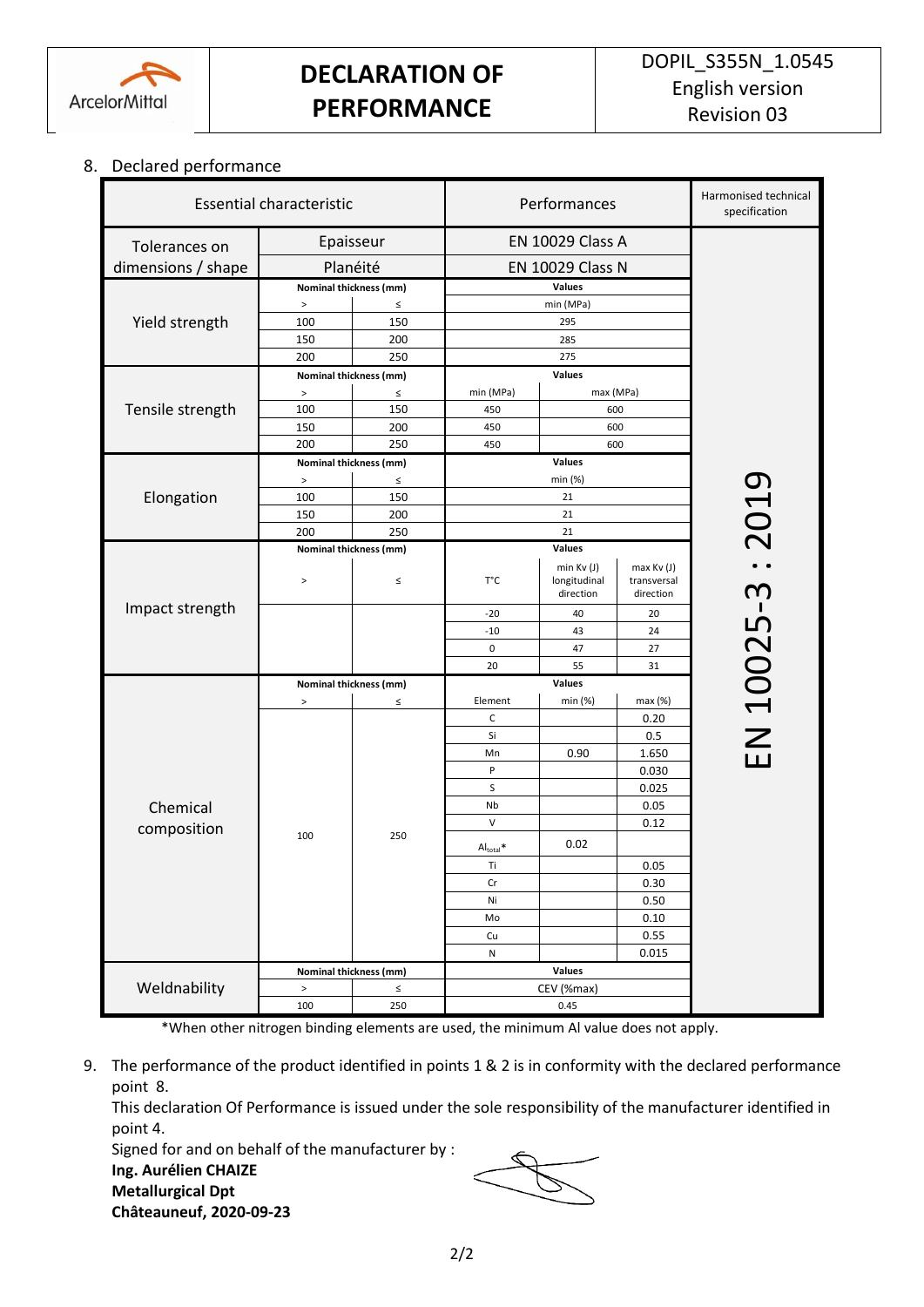8. Declared performance

| Essential characteristic | | | Performances | | | Harmonised technical specification |
|---|---|---|---|---|---|---|
| Tolerances on dimensions / shape | Epaisseur | | EN 10029 Class A | | | EN 10025-3 : 2019 |
| | Planéité | | EN 10029 Class N | | | |
| Yield strength | Nominal thickness (mm) | | Values | | | |
| | > | ≤ | min (MPa) | | | |
| | 100 | 150 | 295 | | | |
| | 150 | 200 | 285 | | | |
| | 200 | 250 | 275 | | | |
| Tensile strength | Nominal thickness (mm) | | Values | | | |
| | > | ≤ | min (MPa) | max (MPa) | | |
| | 100 | 150 | 450 | 600 | | |
| | 150 | 200 | 450 | 600 | | |
| | 200 | 250 | 450 | 600 | | |
| Elongation | Nominal thickness (mm) | | Values | | | |
| | > | ≤ | min (%) | | | |
| | 100 | 150 | 21 | | | |
| | 150 | 200 | 21 | | | |
| | 200 | 250 | 21 | | | |
| Impact strength | Nominal thickness (mm) | | Values | | | |
| | > | ≤ | T°C | min Kv (J) longitudinal direction | max Kv (J) transversal direction | |
| | | | -20 | 40 | 20 | |
| | | | -10 | 43 | 24 | |
| | | | 0 | 47 | 27 | |
| | | | 20 | 55 | 31 | |
| Chemical composition | Nominal thickness (mm) | | Values | | | |
| | > | ≤ | Element | min (%) | max (%) | |
| | 100 | 250 | C | | 0.20 | |
| | | | Si | | 0.5 | |
| | | | Mn | 0.90 | 1.650 | |
| | | | P | | 0.030 | |
| | | | S | | 0.025 | |
| | | | Nb | | 0.05 | |
| | | | V | | 0.12 | |
| | | | $Al_{total}$* | 0.02 | | |
| | | | Ti | | 0.05 | |
| | | | Cr | | 0.30 | |
| | | | Ni | | 0.50 | |
| | | | Mo | | 0.10 | |
| | | | Cu | | 0.55 | |
| | | | N | | 0.015 | |
| Weldability | Nominal thickness (mm) | | Values | | | |
| | > | ≤ | CEV (%max) | | | |
| | 100 | 250 | 0.45 | | | |

*When other nitrogen binding elements are used, the minimum Al value does not apply.

9. The performance of the product identified in points 1 & 2 is in conformity with the declared performance point 8.
   This declaration Of Performance is issued under the sole responsibility of the manufacturer identified in point 4.
   Signed for and on behalf of the manufacturer by :
   **Ing. Aurélien CHAIZE**
   **Metallurgical Dpt**
   **Châteauneuf, 2020-09-23**